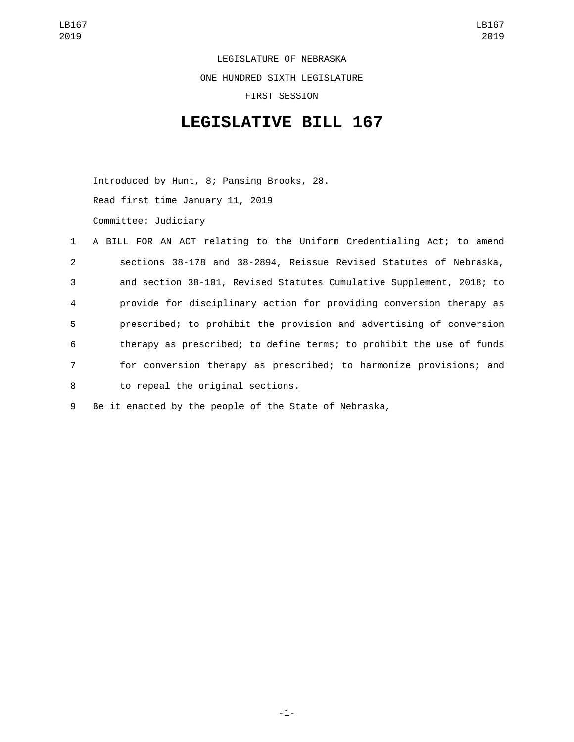LEGISLATURE OF NEBRASKA

ONE HUNDRED SIXTH LEGISLATURE

FIRST SESSION

# LEGISLATIVE BILL 167

Introduced by Hunt, 8; Pansing Brooks, 28.

Read first time January 11, 2019

Committee: Judiciary

1 A BILL FOR AN ACT relating to the Uniform Credentialing Act; to amend
2 sections 38-178 and 38-2894, Reissue Revised Statutes of Nebraska,
3 and section 38-101, Revised Statutes Cumulative Supplement, 2018; to
4 provide for disciplinary action for providing conversion therapy as
5 prescribed; to prohibit the provision and advertising of conversion
6 therapy as prescribed; to define terms; to prohibit the use of funds
7 for conversion therapy as prescribed; to harmonize provisions; and
8 to repeal the original sections.

9 Be it enacted by the people of the State of Nebraska,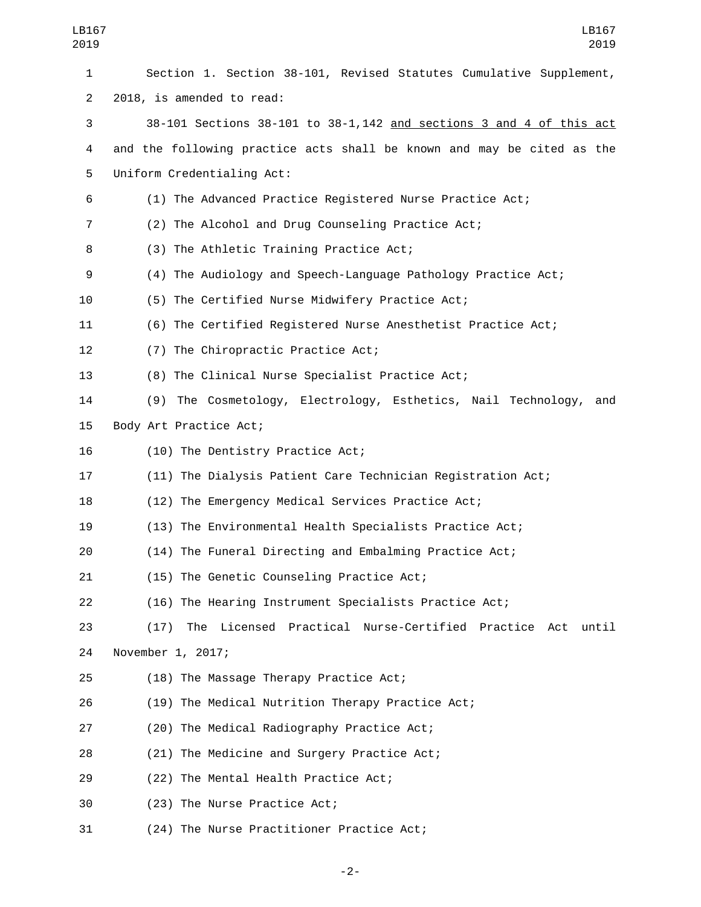Section 1. Section 38-101, Revised Statutes Cumulative Supplement, 2018, is amended to read:

38-101 Sections 38-101 to 38-1,142 <u>and sections 3 and 4 of this act</u> and the following practice acts shall be known and may be cited as the Uniform Credentialing Act:

(1) The Advanced Practice Registered Nurse Practice Act;

(2) The Alcohol and Drug Counseling Practice Act;

(3) The Athletic Training Practice Act;

(4) The Audiology and Speech-Language Pathology Practice Act;

(5) The Certified Nurse Midwifery Practice Act;

(6) The Certified Registered Nurse Anesthetist Practice Act;

(7) The Chiropractic Practice Act;

(8) The Clinical Nurse Specialist Practice Act;

(9) The Cosmetology, Electrology, Esthetics, Nail Technology, and Body Art Practice Act;

(10) The Dentistry Practice Act;

(11) The Dialysis Patient Care Technician Registration Act;

(12) The Emergency Medical Services Practice Act;

(13) The Environmental Health Specialists Practice Act;

(14) The Funeral Directing and Embalming Practice Act;

(15) The Genetic Counseling Practice Act;

(16) The Hearing Instrument Specialists Practice Act;

(17) The Licensed Practical Nurse-Certified Practice Act until November 1, 2017;

(18) The Massage Therapy Practice Act;

(19) The Medical Nutrition Therapy Practice Act;

(20) The Medical Radiography Practice Act;

(21) The Medicine and Surgery Practice Act;

(22) The Mental Health Practice Act;

(23) The Nurse Practice Act;

(24) The Nurse Practitioner Practice Act;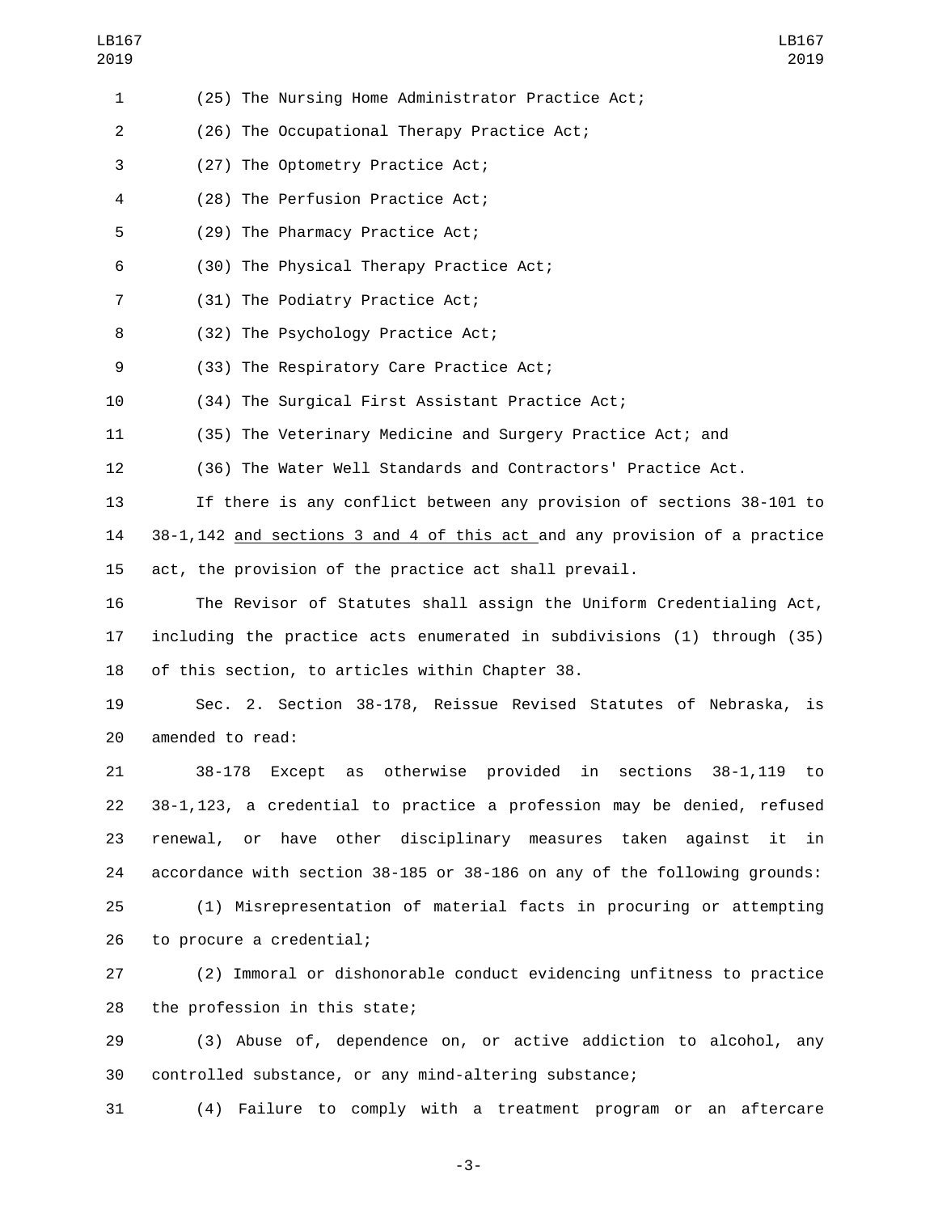(25) The Nursing Home Administrator Practice Act;

(26) The Occupational Therapy Practice Act;

(27) The Optometry Practice Act;

(28) The Perfusion Practice Act;

(29) The Pharmacy Practice Act;

(30) The Physical Therapy Practice Act;

(31) The Podiatry Practice Act;

(32) The Psychology Practice Act;

(33) The Respiratory Care Practice Act;

(34) The Surgical First Assistant Practice Act;

(35) The Veterinary Medicine and Surgery Practice Act; and

(36) The Water Well Standards and Contractors' Practice Act.

If there is any conflict between any provision of sections 38-101 to 38-1,142 <u>and sections 3 and 4 of this act</u> and any provision of a practice act, the provision of the practice act shall prevail.

The Revisor of Statutes shall assign the Uniform Credentialing Act, including the practice acts enumerated in subdivisions (1) through (35) of this section, to articles within Chapter 38.

Sec. 2. Section 38-178, Reissue Revised Statutes of Nebraska, is amended to read:

38-178 Except as otherwise provided in sections 38-1,119 to 38-1,123, a credential to practice a profession may be denied, refused renewal, or have other disciplinary measures taken against it in accordance with section 38-185 or 38-186 on any of the following grounds:

(1) Misrepresentation of material facts in procuring or attempting to procure a credential;

(2) Immoral or dishonorable conduct evidencing unfitness to practice the profession in this state;

(3) Abuse of, dependence on, or active addiction to alcohol, any controlled substance, or any mind-altering substance;

(4) Failure to comply with a treatment program or an aftercare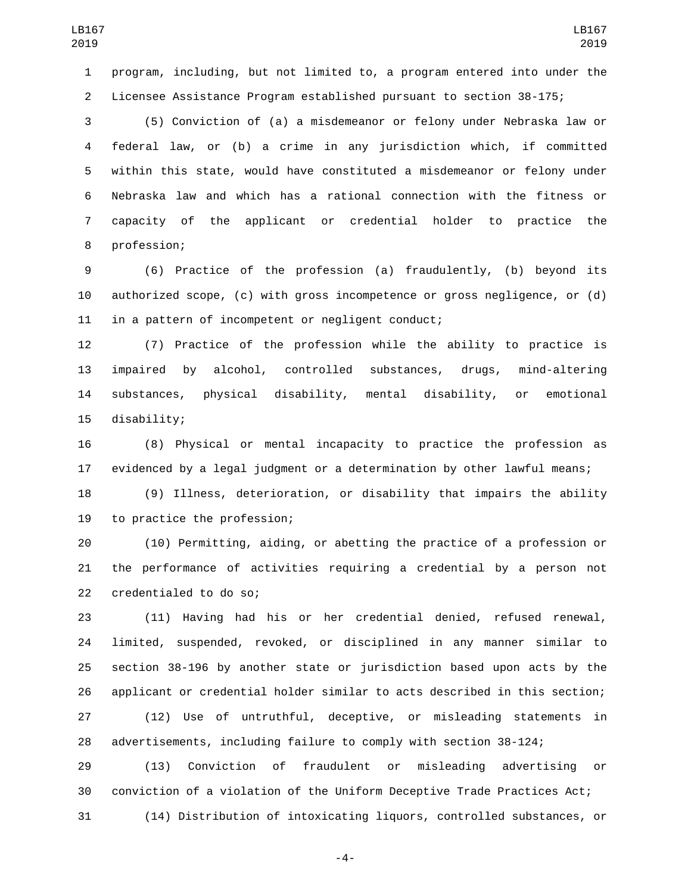program, including, but not limited to, a program entered into under the Licensee Assistance Program established pursuant to section 38-175;

(5) Conviction of (a) a misdemeanor or felony under Nebraska law or federal law, or (b) a crime in any jurisdiction which, if committed within this state, would have constituted a misdemeanor or felony under Nebraska law and which has a rational connection with the fitness or capacity of the applicant or credential holder to practice the profession;

(6) Practice of the profession (a) fraudulently, (b) beyond its authorized scope, (c) with gross incompetence or gross negligence, or (d) in a pattern of incompetent or negligent conduct;

(7) Practice of the profession while the ability to practice is impaired by alcohol, controlled substances, drugs, mind-altering substances, physical disability, mental disability, or emotional disability;

(8) Physical or mental incapacity to practice the profession as evidenced by a legal judgment or a determination by other lawful means;

(9) Illness, deterioration, or disability that impairs the ability to practice the profession;

(10) Permitting, aiding, or abetting the practice of a profession or the performance of activities requiring a credential by a person not credentialed to do so;

(11) Having had his or her credential denied, refused renewal, limited, suspended, revoked, or disciplined in any manner similar to section 38-196 by another state or jurisdiction based upon acts by the applicant or credential holder similar to acts described in this section;

(12) Use of untruthful, deceptive, or misleading statements in advertisements, including failure to comply with section 38-124;

(13) Conviction of fraudulent or misleading advertising or conviction of a violation of the Uniform Deceptive Trade Practices Act;

(14) Distribution of intoxicating liquors, controlled substances, or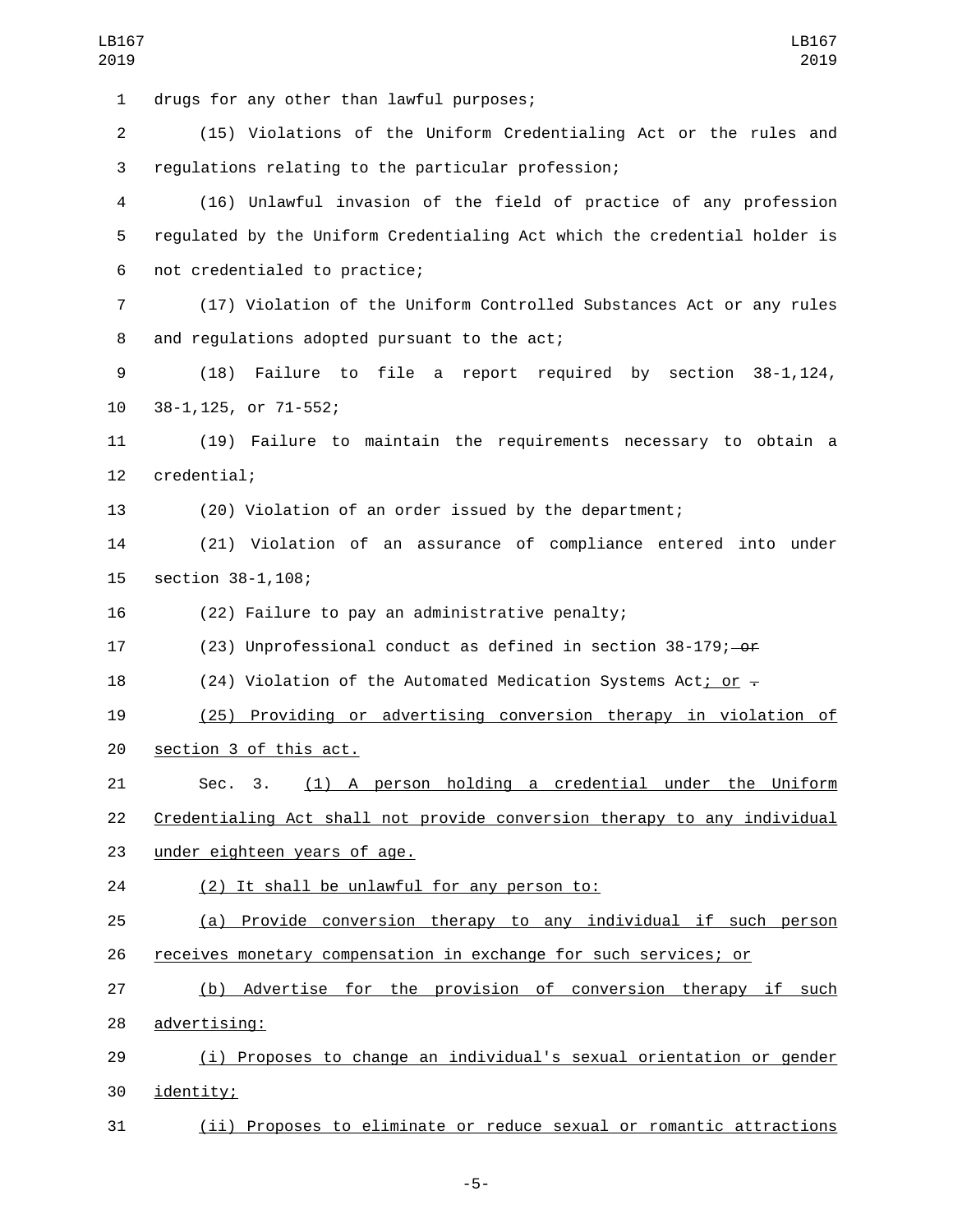drugs for any other than lawful purposes;

(15) Violations of the Uniform Credentialing Act or the rules and regulations relating to the particular profession;

(16) Unlawful invasion of the field of practice of any profession regulated by the Uniform Credentialing Act which the credential holder is not credentialed to practice;

(17) Violation of the Uniform Controlled Substances Act or any rules and regulations adopted pursuant to the act;

(18) Failure to file a report required by section 38-1,124, 38-1,125, or 71-552;

(19) Failure to maintain the requirements necessary to obtain a credential;

(20) Violation of an order issued by the department;

(21) Violation of an assurance of compliance entered into under section 38-1,108;

(22) Failure to pay an administrative penalty;

(23) Unprofessional conduct as defined in section 38-179; ~~or~~

(24) Violation of the Automated Medication Systems Act<u>; or</u> ~~.~~

<u>(25) Providing or advertising conversion therapy in violation of section 3 of this act.</u>

Sec. 3. <u>(1) A person holding a credential under the Uniform Credentialing Act shall not provide conversion therapy to any individual under eighteen years of age.</u>

<u>(2) It shall be unlawful for any person to:</u>

<u>(a) Provide conversion therapy to any individual if such person receives monetary compensation in exchange for such services; or</u>

<u>(b) Advertise for the provision of conversion therapy if such advertising:</u>

<u>(i) Proposes to change an individual's sexual orientation or gender identity;</u>

<u>(ii) Proposes to eliminate or reduce sexual or romantic attractions</u>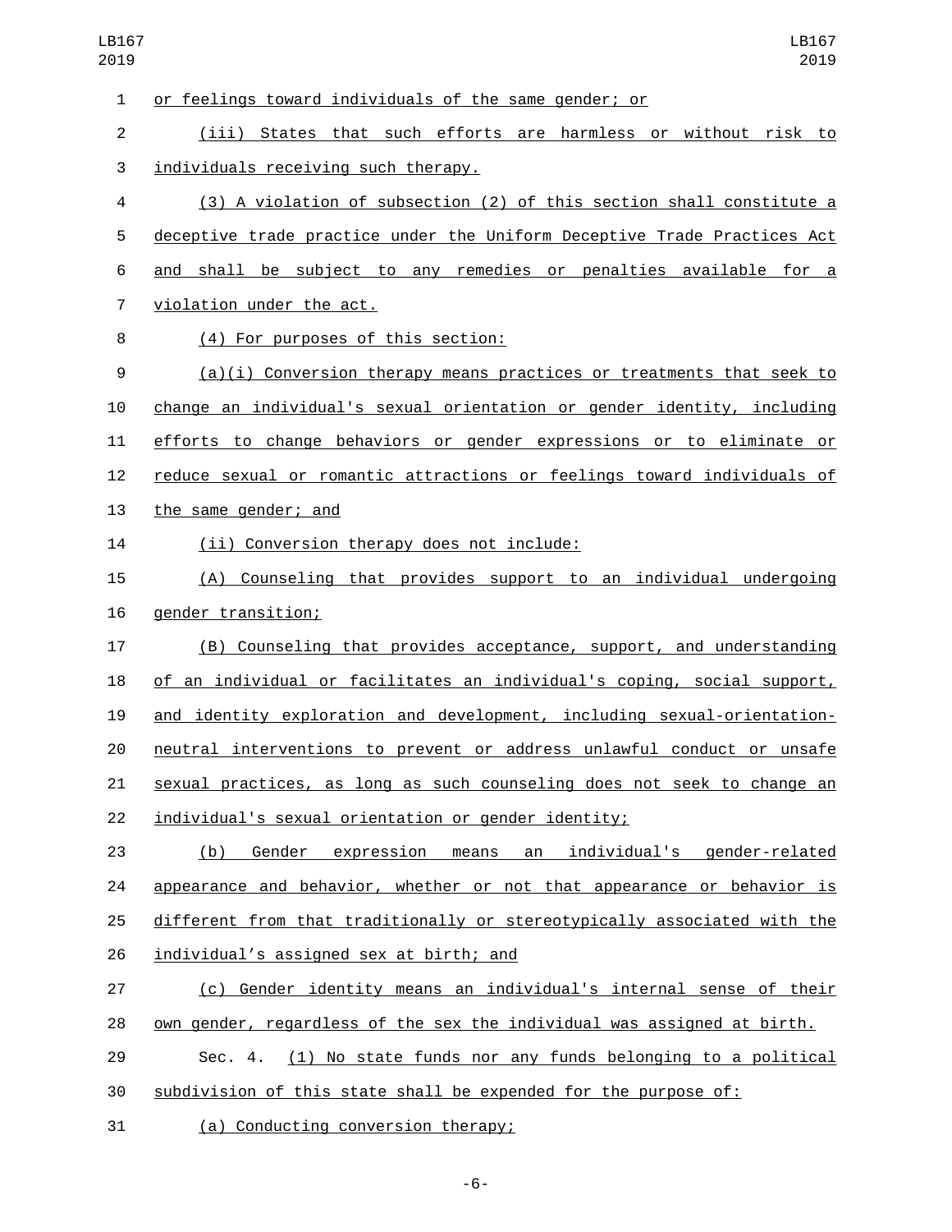or feelings toward individuals of the same gender; or

(iii) States that such efforts are harmless or without risk to individuals receiving such therapy.

(3) A violation of subsection (2) of this section shall constitute a deceptive trade practice under the Uniform Deceptive Trade Practices Act and shall be subject to any remedies or penalties available for a violation under the act.

(4) For purposes of this section:

(a)(i) Conversion therapy means practices or treatments that seek to change an individual's sexual orientation or gender identity, including efforts to change behaviors or gender expressions or to eliminate or reduce sexual or romantic attractions or feelings toward individuals of the same gender; and

(ii) Conversion therapy does not include:

(A) Counseling that provides support to an individual undergoing gender transition;

(B) Counseling that provides acceptance, support, and understanding of an individual or facilitates an individual's coping, social support, and identity exploration and development, including sexual-orientation-neutral interventions to prevent or address unlawful conduct or unsafe sexual practices, as long as such counseling does not seek to change an individual's sexual orientation or gender identity;

(b) Gender expression means an individual's gender-related appearance and behavior, whether or not that appearance or behavior is different from that traditionally or stereotypically associated with the individual’s assigned sex at birth; and

(c) Gender identity means an individual's internal sense of their own gender, regardless of the sex the individual was assigned at birth.

Sec. 4. (1) No state funds nor any funds belonging to a political subdivision of this state shall be expended for the purpose of:

(a) Conducting conversion therapy;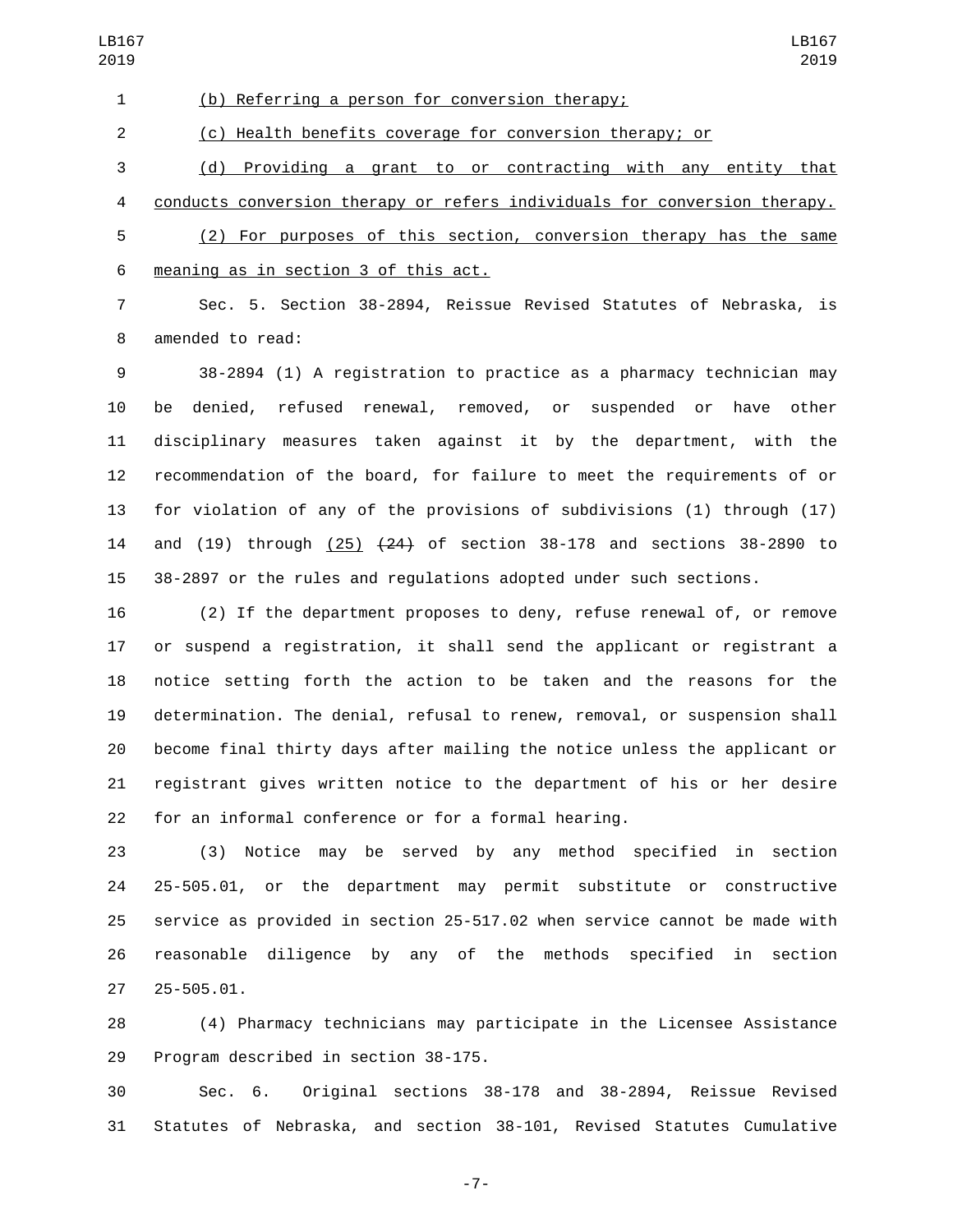(b) Referring a person for conversion therapy;

(c) Health benefits coverage for conversion therapy; or

(d) Providing a grant to or contracting with any entity that conducts conversion therapy or refers individuals for conversion therapy.

(2) For purposes of this section, conversion therapy has the same meaning as in section 3 of this act.

Sec. 5. Section 38-2894, Reissue Revised Statutes of Nebraska, is amended to read:

38-2894 (1) A registration to practice as a pharmacy technician may be denied, refused renewal, removed, or suspended or have other disciplinary measures taken against it by the department, with the recommendation of the board, for failure to meet the requirements of or for violation of any of the provisions of subdivisions (1) through (17) and (19) through (25) ~~(24)~~ of section 38-178 and sections 38-2890 to 38-2897 or the rules and regulations adopted under such sections.

(2) If the department proposes to deny, refuse renewal of, or remove or suspend a registration, it shall send the applicant or registrant a notice setting forth the action to be taken and the reasons for the determination. The denial, refusal to renew, removal, or suspension shall become final thirty days after mailing the notice unless the applicant or registrant gives written notice to the department of his or her desire for an informal conference or for a formal hearing.

(3) Notice may be served by any method specified in section 25-505.01, or the department may permit substitute or constructive service as provided in section 25-517.02 when service cannot be made with reasonable diligence by any of the methods specified in section 25-505.01.

(4) Pharmacy technicians may participate in the Licensee Assistance Program described in section 38-175.

Sec. 6. Original sections 38-178 and 38-2894, Reissue Revised Statutes of Nebraska, and section 38-101, Revised Statutes Cumulative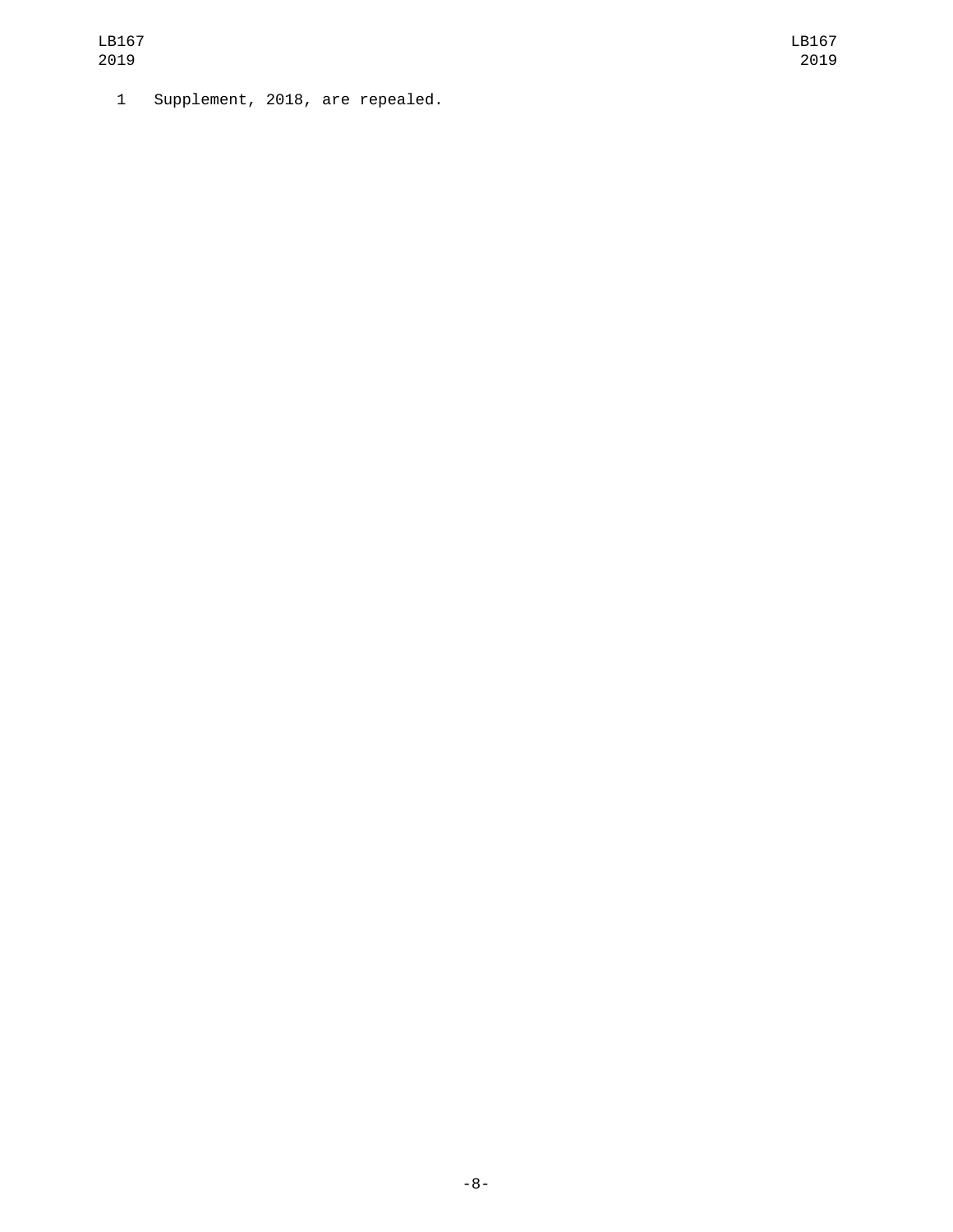Supplement, 2018, are repealed.